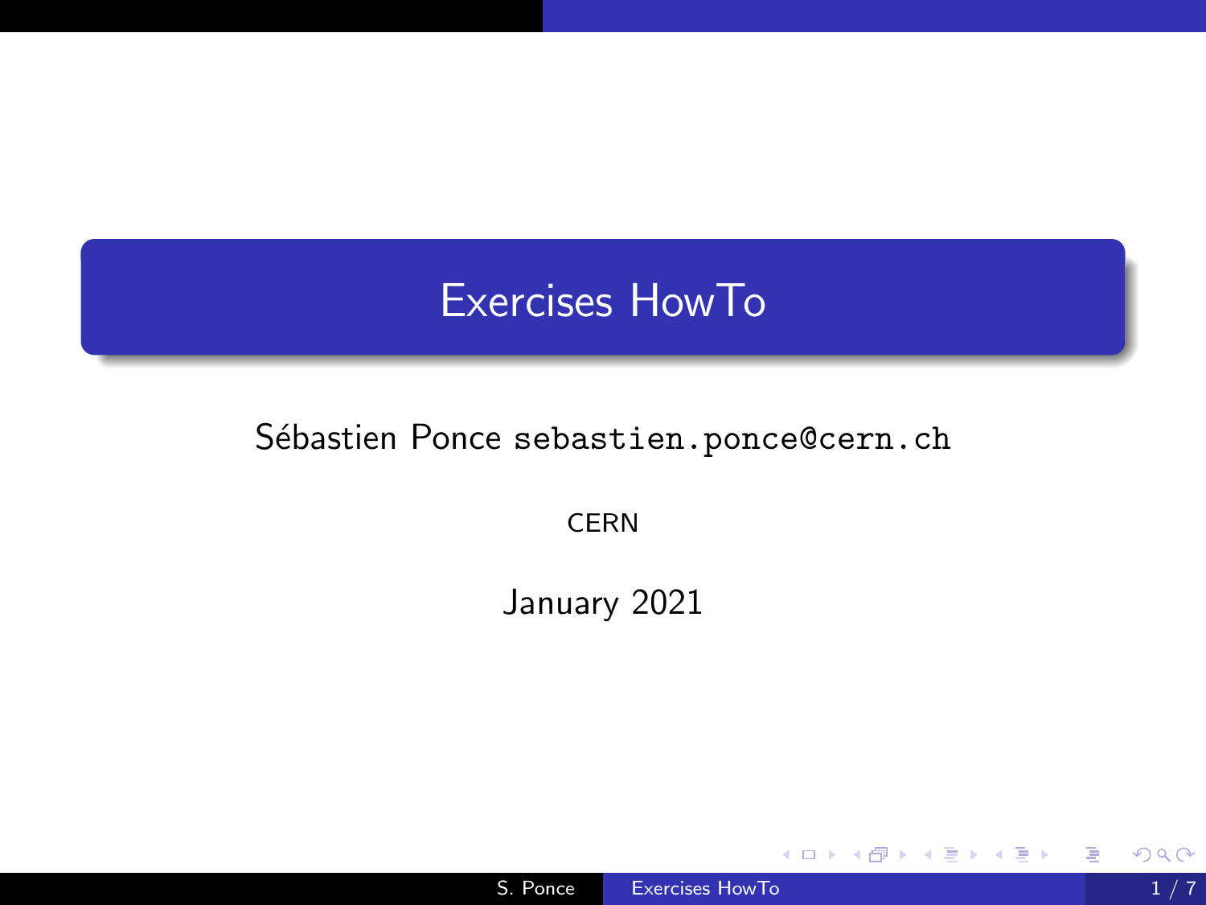# Exercises HowTo

Sébastien Ponce `sebastien.ponce@cern.ch`

CERN

January 2021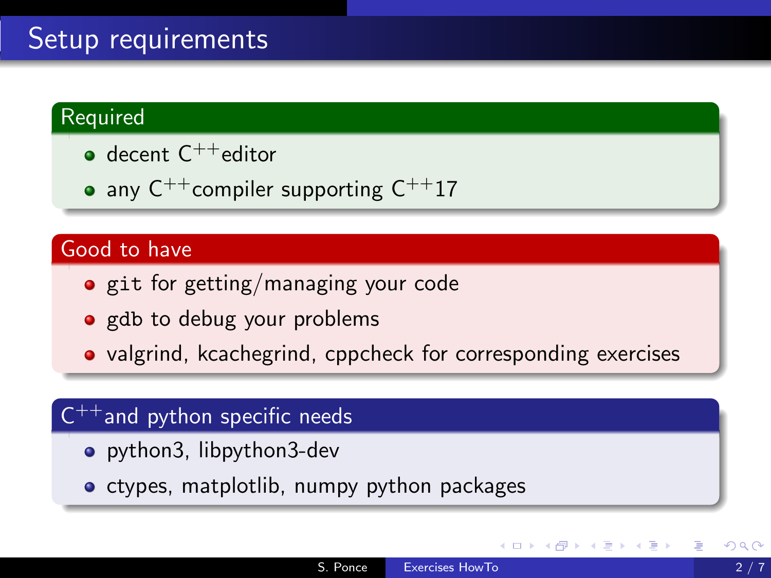# Setup requirements

### Required

- decent $C^{++}$ editor
- any $C^{++}$ compiler supporting $C^{++}$17

### Good to have

- git for getting/managing your code
- gdb to debug your problems
- valgrind, kcachegrind, cppcheck for corresponding exercises

### $C^{++}$ and python specific needs

- python3, libpython3-dev
- ctypes, matplotlib, numpy python packages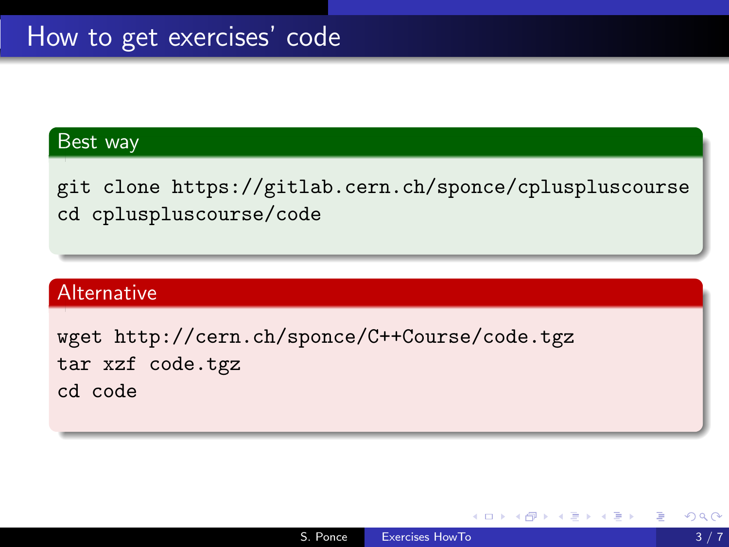# How to get exercises' code

## Best way

```
git clone https://gitlab.cern.ch/sponce/cpluspluscourse
cd cpluspluscourse/code
```

## Alternative

```
wget http://cern.ch/sponce/C++Course/code.tgz
tar xzf code.tgz
cd code
```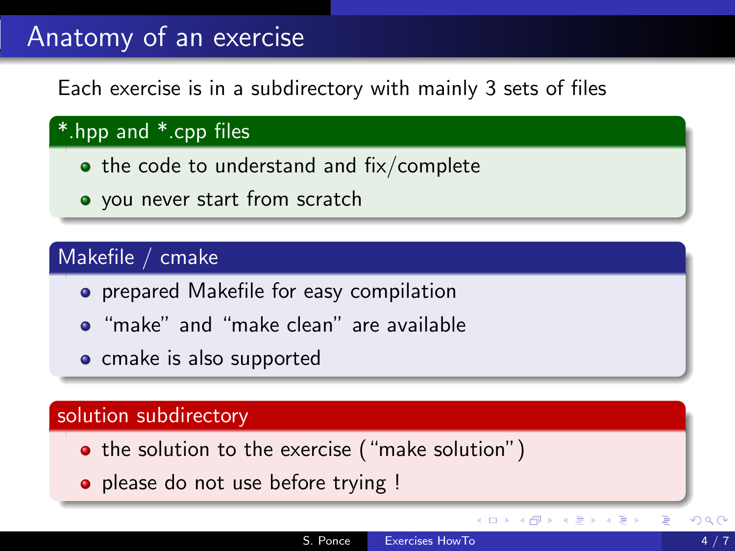# Anatomy of an exercise

Each exercise is in a subdirectory with mainly 3 sets of files

### *.hpp and *.cpp files

- the code to understand and fix/complete
- you never start from scratch

### Makefile / cmake

- prepared Makefile for easy compilation
- "make" and "make clean" are available
- cmake is also supported

### solution subdirectory

- the solution to the exercise ("make solution")
- please do not use before trying !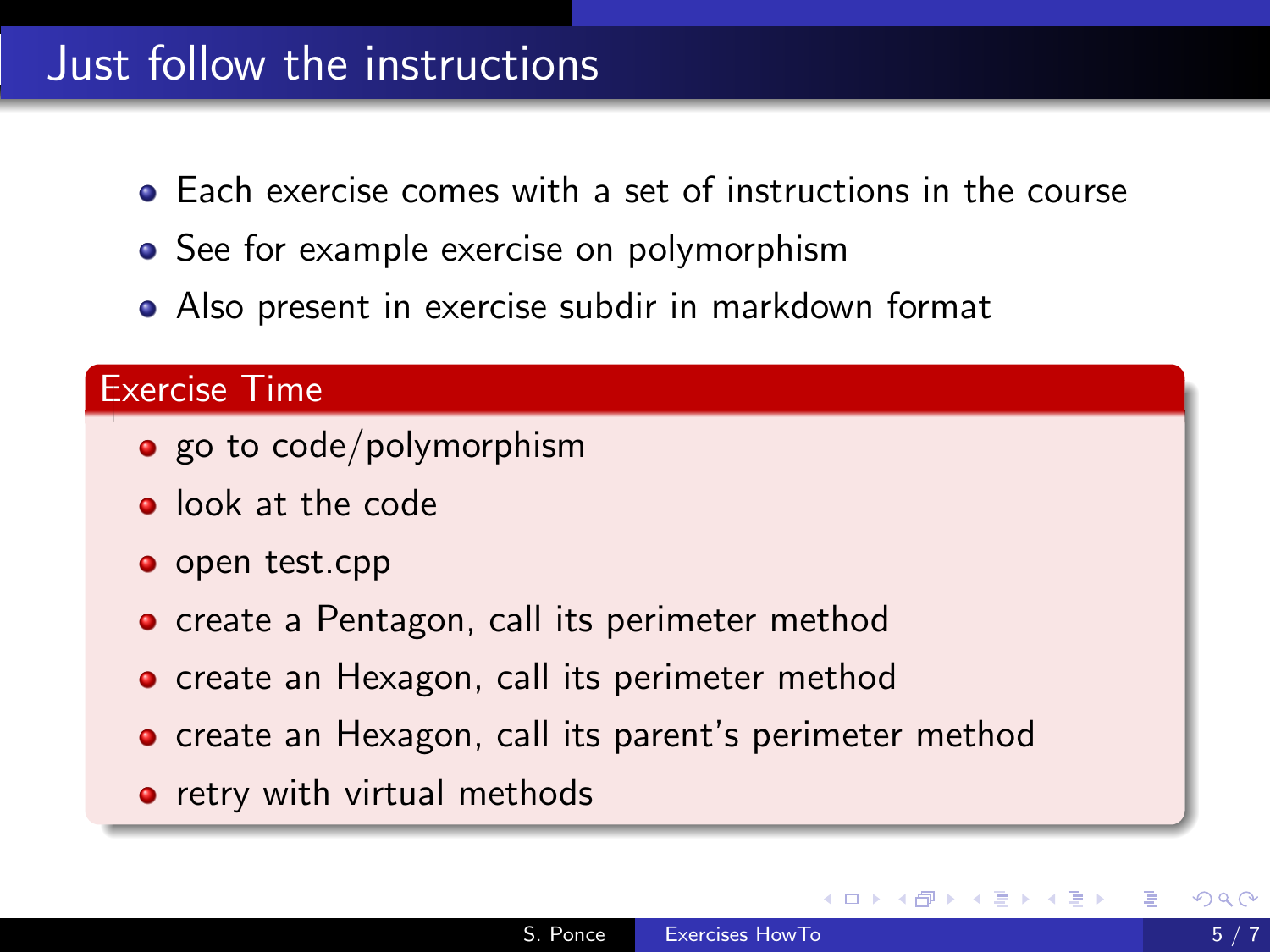# Just follow the instructions

- Each exercise comes with a set of instructions in the course
- See for example exercise on polymorphism
- Also present in exercise subdir in markdown format

### Exercise Time

- go to code/polymorphism
- look at the code
- open test.cpp
- create a Pentagon, call its perimeter method
- create an Hexagon, call its perimeter method
- create an Hexagon, call its parent's perimeter method
- retry with virtual methods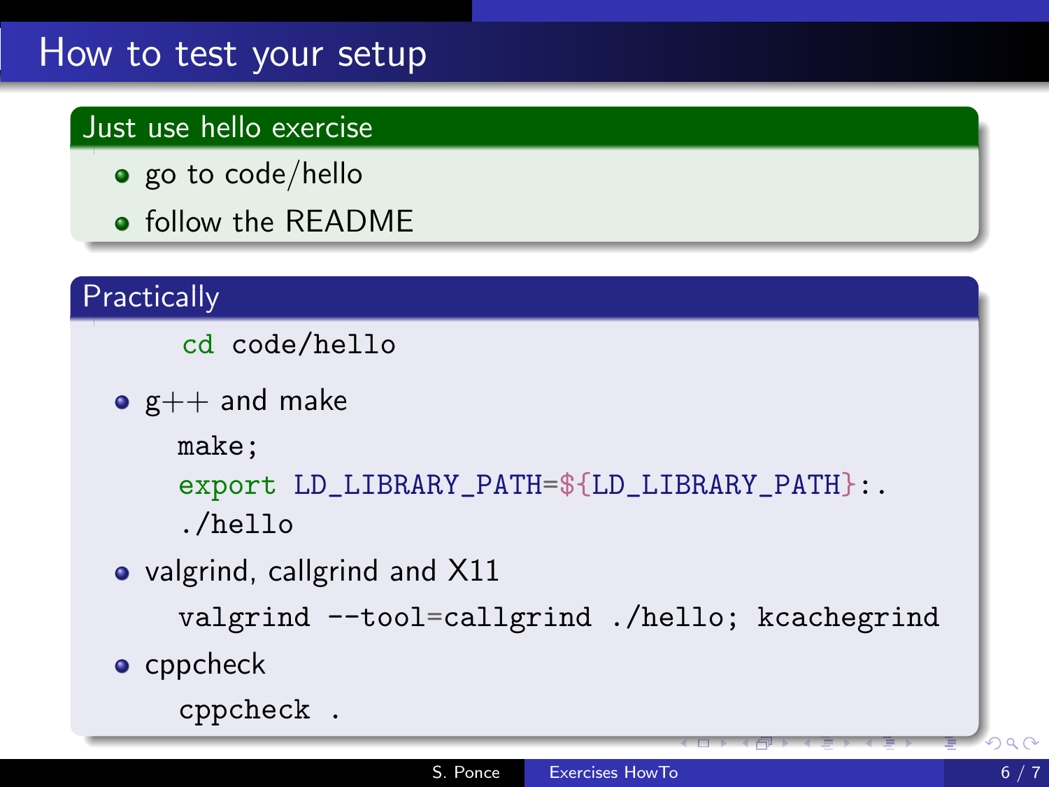# How to test your setup

## Just use hello exercise

- go to code/hello
- follow the README

## Practically

```
cd code/hello
```

- g++ and make

```
make;
export LD_LIBRARY_PATH=${LD_LIBRARY_PATH}:.
./hello
```

- valgrind, callgrind and X11

```
valgrind --tool=callgrind ./hello; kcachegrind
```

- cppcheck

```
cppcheck .
```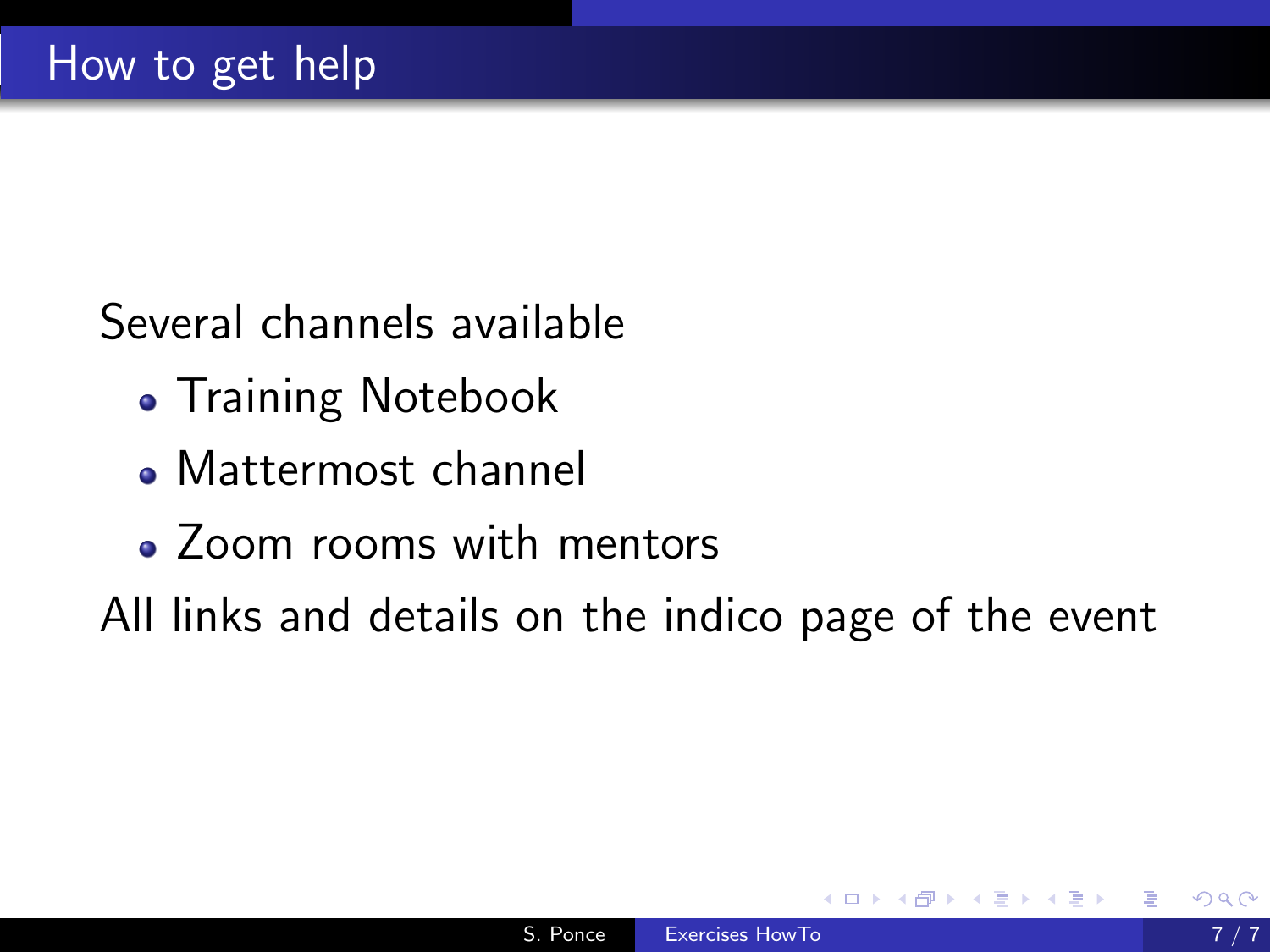# How to get help

Several channels available

- Training Notebook
- Mattermost channel
- Zoom rooms with mentors

All links and details on the indico page of the event